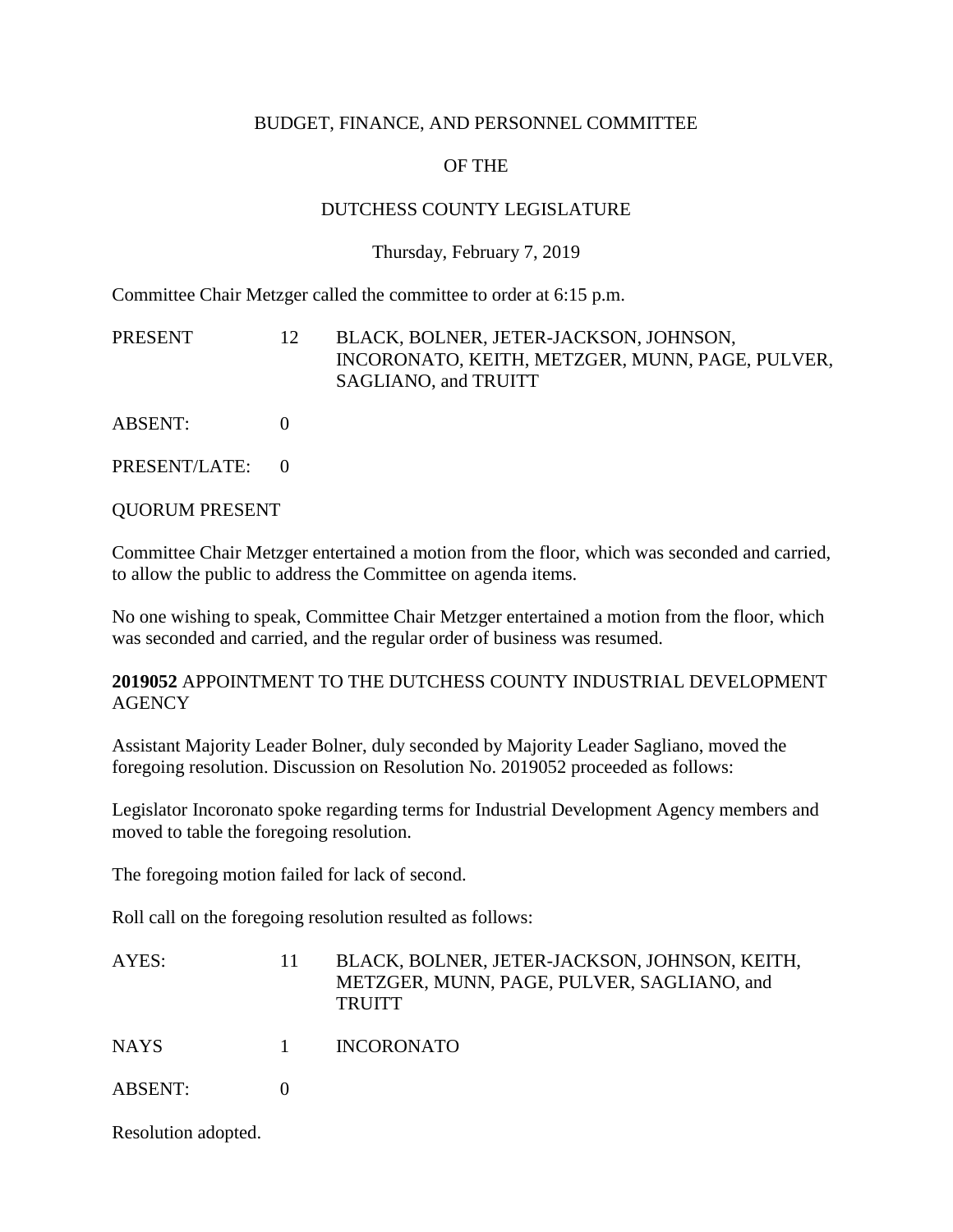BUDGET, FINANCE, AND PERSONNEL COMMITTEE

OF THE

DUTCHESS COUNTY LEGISLATURE

Thursday, February 7, 2019

Committee Chair Metzger called the committee to order at 6:15 p.m.

| | | |
|---|---|---|
| PRESENT | 12 | BLACK, BOLNER, JETER-JACKSON, JOHNSON, INCORONATO, KEITH, METZGER, MUNN, PAGE, PULVER, SAGLIANO, and TRUITT |
| ABSENT: | 0 | |
| PRESENT/LATE: | 0 | |

QUORUM PRESENT

Committee Chair Metzger entertained a motion from the floor, which was seconded and carried, to allow the public to address the Committee on agenda items.

No one wishing to speak, Committee Chair Metzger entertained a motion from the floor, which was seconded and carried, and the regular order of business was resumed.

**2019052** APPOINTMENT TO THE DUTCHESS COUNTY INDUSTRIAL DEVELOPMENT AGENCY

Assistant Majority Leader Bolner, duly seconded by Majority Leader Sagliano, moved the foregoing resolution. Discussion on Resolution No. 2019052 proceeded as follows:

Legislator Incoronato spoke regarding terms for Industrial Development Agency members and moved to table the foregoing resolution.

The foregoing motion failed for lack of second.

Roll call on the foregoing resolution resulted as follows:

| | | |
|---|---|---|
| AYES: | 11 | BLACK, BOLNER, JETER-JACKSON, JOHNSON, KEITH, METZGER, MUNN, PAGE, PULVER, SAGLIANO, and TRUITT |
| NAYS | 1 | INCORONATO |
| ABSENT: | 0 | |

Resolution adopted.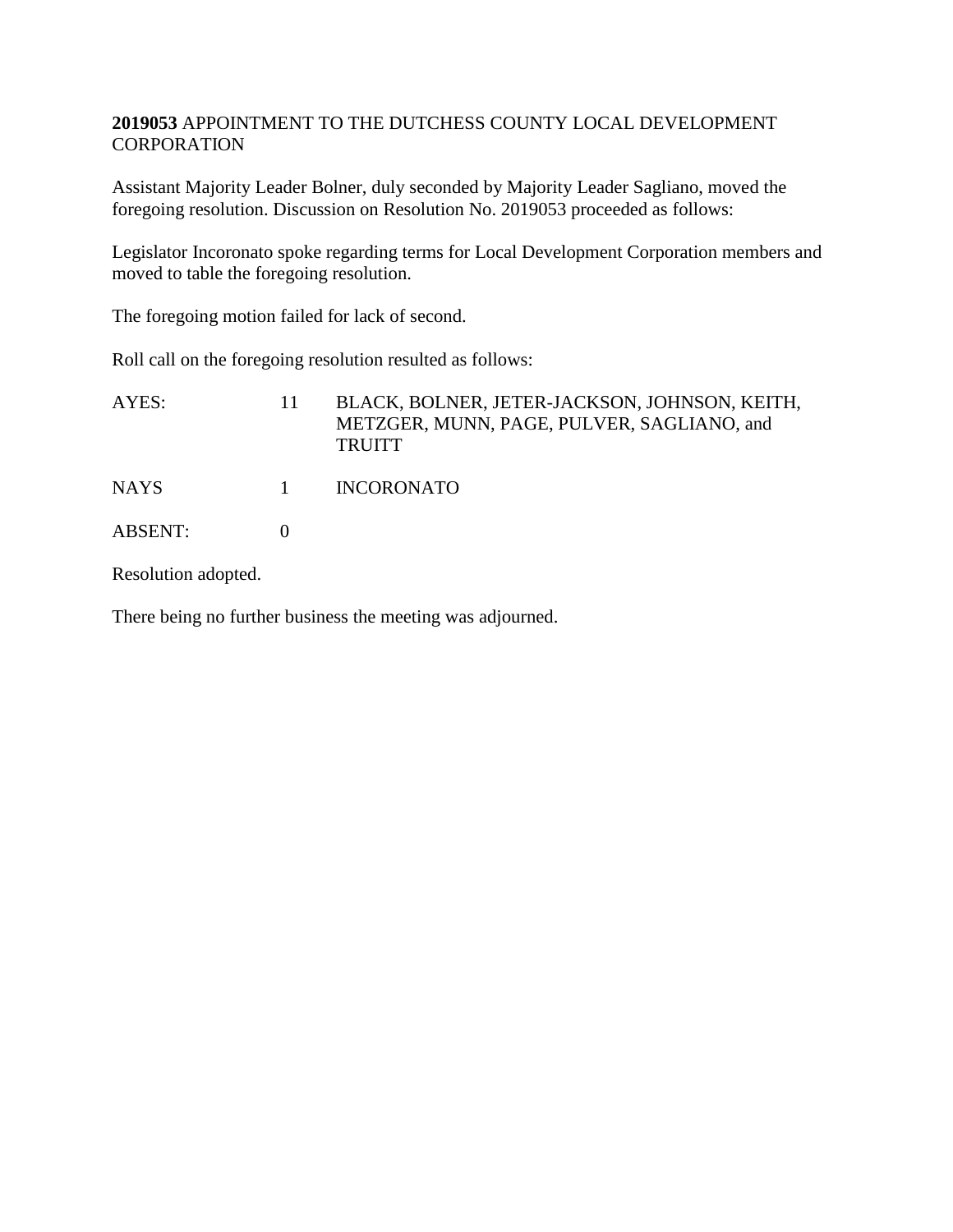**2019053** APPOINTMENT TO THE DUTCHESS COUNTY LOCAL DEVELOPMENT CORPORATION

Assistant Majority Leader Bolner, duly seconded by Majority Leader Sagliano, moved the foregoing resolution. Discussion on Resolution No. 2019053 proceeded as follows:

Legislator Incoronato spoke regarding terms for Local Development Corporation members and moved to table the foregoing resolution.

The foregoing motion failed for lack of second.

Roll call on the foregoing resolution resulted as follows:

| | | |
|---|---|---|
| AYES: | 11 | BLACK, BOLNER, JETER-JACKSON, JOHNSON, KEITH, METZGER, MUNN, PAGE, PULVER, SAGLIANO, and TRUITT |
| NAYS | 1 | INCORONATO |
| ABSENT: | 0 | |

Resolution adopted.

There being no further business the meeting was adjourned.